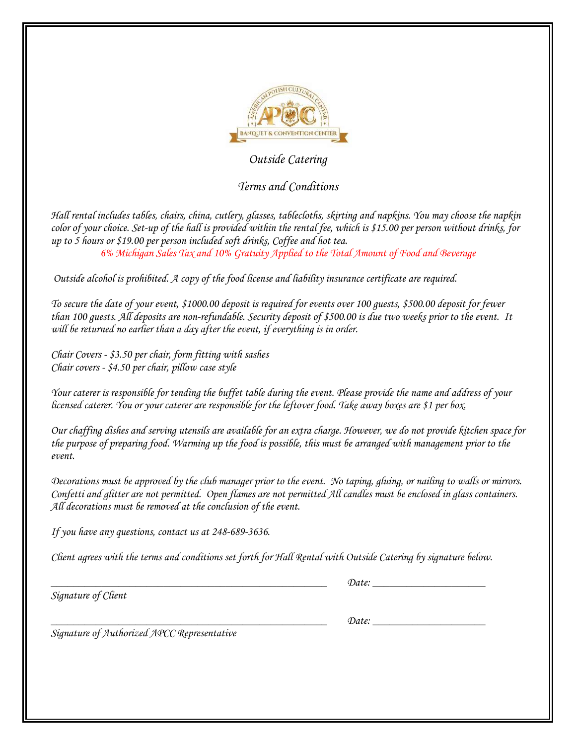# Outside Catering

## Terms and Conditions

*Hall rental includes tables, chairs, china, cutlery, glasses, tablecloths, skirting and napkins. You may choose the napkin color of your choice. Set-up of the hall is provided within the rental fee, which is $15.00 per person without drinks, for up to 5 hours or $19.00 per person included soft drinks, Coffee and hot tea.*

*6% Michigan Sales Tax and 10% Gratuity Applied to the Total Amount of Food and Beverage*

*Outside alcohol is prohibited. A copy of the food license and liability insurance certificate are required.*

*To secure the date of your event, $1000.00 deposit is required for events over 100 guests, $500.00 deposit for fewer than 100 guests. All deposits are non-refundable. Security deposit of $500.00 is due two weeks prior to the event. It will be returned no earlier than a day after the event, if everything is in order.*

*Chair Covers - $3.50 per chair, form fitting with sashes*
*Chair covers - $4.50 per chair, pillow case style*

*Your caterer is responsible for tending the buffet table during the event. Please provide the name and address of your licensed caterer. You or your caterer are responsible for the leftover food. Take away boxes are $1 per box.*

*Our chaffing dishes and serving utensils are available for an extra charge. However, we do not provide kitchen space for the purpose of preparing food. Warming up the food is possible, this must be arranged with management prior to the event.*

*Decorations must be approved by the club manager prior to the event. No taping, gluing, or nailing to walls or mirrors. Confetti and glitter are not permitted. Open flames are not permitted All candles must be enclosed in glass containers. All decorations must be removed at the conclusion of the event.*

*If you have any questions, contact us at 248-689-3636.*

*Client agrees with the terms and conditions set forth for Hall Rental with Outside Catering by signature below.*

_______________________________________________ Date: ____________________

*Signature of Client*

_______________________________________________ Date: ____________________

*Signature of Authorized APCC Representative*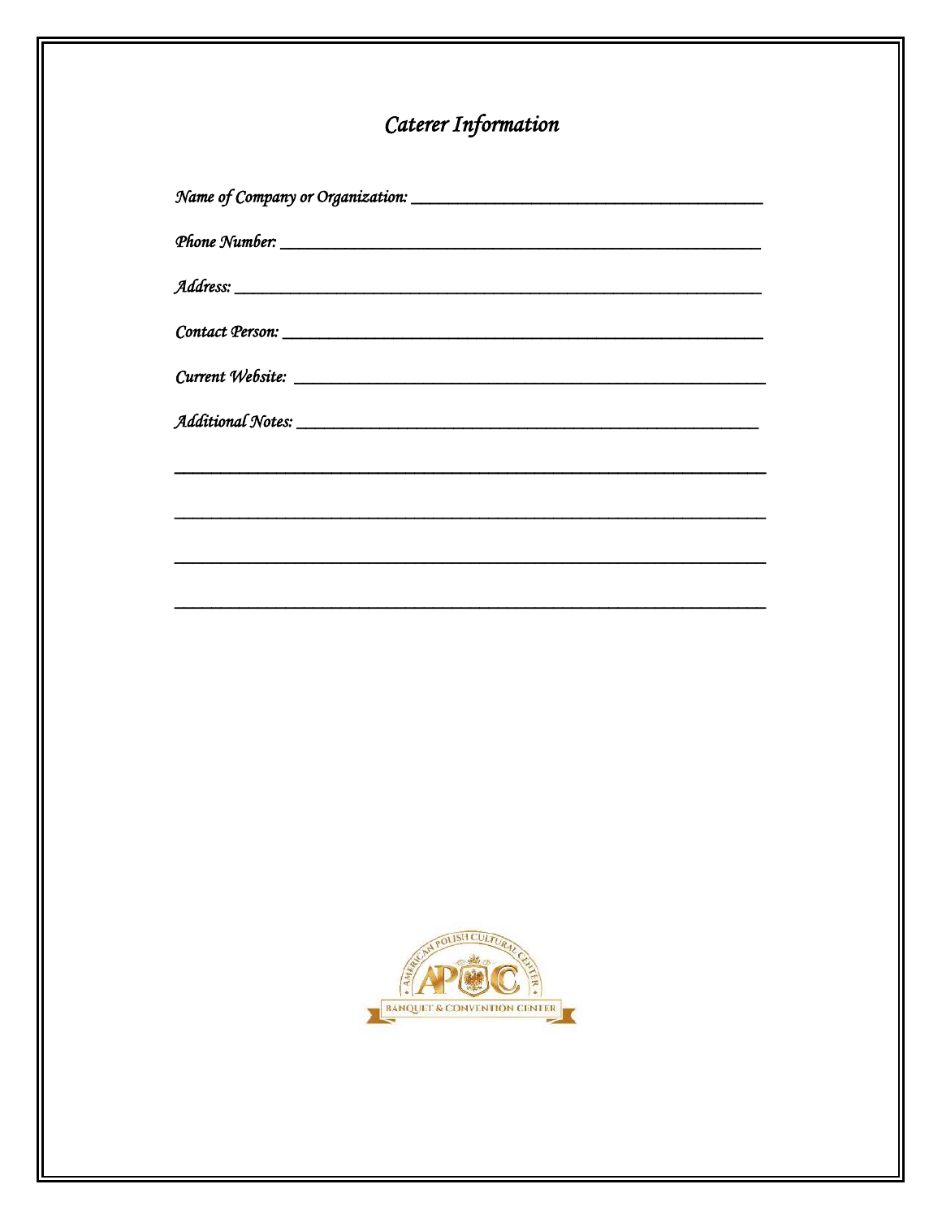# *Caterer Information*

*Name of Company or Organization:* ________________________________________

*Phone Number:* ________________________________________________________

*Address:* _____________________________________________________________

*Contact Person:* _______________________________________________________

*Current Website:* ______________________________________________________

*Additional Notes:* ______________________________________________________

______________________________________________________________________

______________________________________________________________________

______________________________________________________________________

______________________________________________________________________